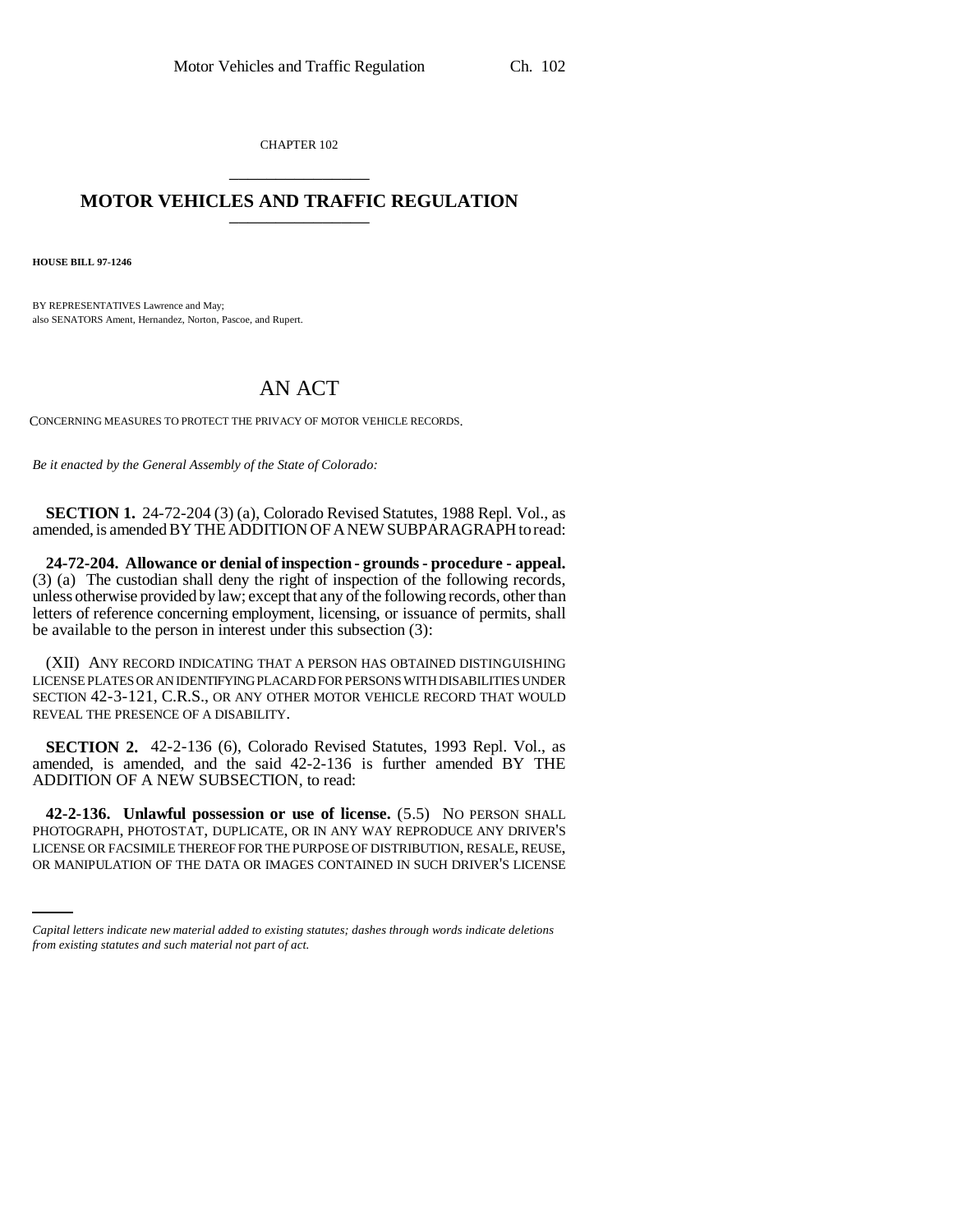CHAPTER 102

## MOTOR VEHICLES AND TRAFFIC REGULATION

**HOUSE BILL 97-1246**

BY REPRESENTATIVES Lawrence and May;
also SENATORS Ament, Hernandez, Norton, Pascoe, and Rupert.

# AN ACT

CONCERNING MEASURES TO PROTECT THE PRIVACY OF MOTOR VEHICLE RECORDS.

*Be it enacted by the General Assembly of the State of Colorado:*

**SECTION 1.** 24-72-204 (3) (a), Colorado Revised Statutes, 1988 Repl. Vol., as amended, is amended BY THE ADDITION OF A NEW SUBPARAGRAPH to read:

**24-72-204. Allowance or denial of inspection - grounds - procedure - appeal.** (3) (a) The custodian shall deny the right of inspection of the following records, unless otherwise provided by law; except that any of the following records, other than letters of reference concerning employment, licensing, or issuance of permits, shall be available to the person in interest under this subsection (3):

(XII) ANY RECORD INDICATING THAT A PERSON HAS OBTAINED DISTINGUISHING LICENSE PLATES OR AN IDENTIFYING PLACARD FOR PERSONS WITH DISABILITIES UNDER SECTION 42-3-121, C.R.S., OR ANY OTHER MOTOR VEHICLE RECORD THAT WOULD REVEAL THE PRESENCE OF A DISABILITY.

**SECTION 2.** 42-2-136 (6), Colorado Revised Statutes, 1993 Repl. Vol., as amended, is amended, and the said 42-2-136 is further amended BY THE ADDITION OF A NEW SUBSECTION, to read:

**42-2-136. Unlawful possession or use of license.** (5.5) NO PERSON SHALL PHOTOGRAPH, PHOTOSTAT, DUPLICATE, OR IN ANY WAY REPRODUCE ANY DRIVER'S LICENSE OR FACSIMILE THEREOF FOR THE PURPOSE OF DISTRIBUTION, RESALE, REUSE, OR MANIPULATION OF THE DATA OR IMAGES CONTAINED IN SUCH DRIVER'S LICENSE

*Capital letters indicate new material added to existing statutes; dashes through words indicate deletions from existing statutes and such material not part of act.*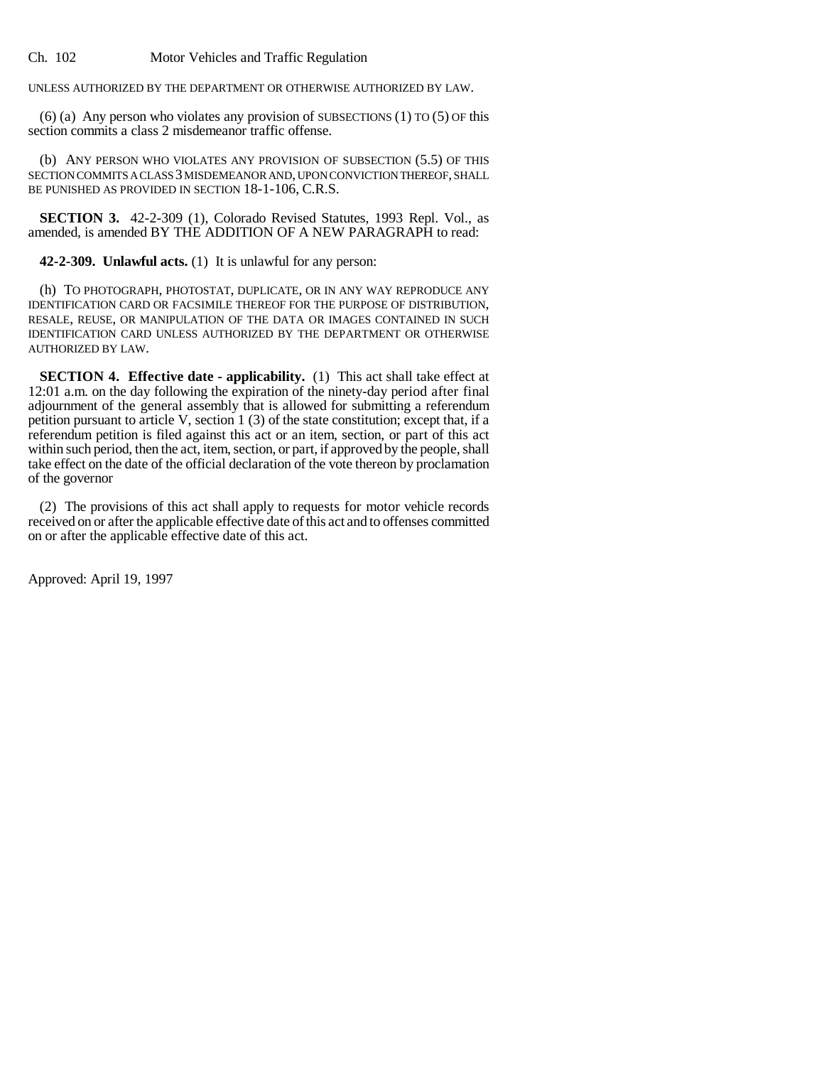UNLESS AUTHORIZED BY THE DEPARTMENT OR OTHERWISE AUTHORIZED BY LAW.

(6) (a) Any person who violates any provision of SUBSECTIONS (1) TO (5) OF this section commits a class 2 misdemeanor traffic offense.

(b) ANY PERSON WHO VIOLATES ANY PROVISION OF SUBSECTION (5.5) OF THIS SECTION COMMITS A CLASS 3 MISDEMEANOR AND, UPON CONVICTION THEREOF, SHALL BE PUNISHED AS PROVIDED IN SECTION 18-1-106, C.R.S.

**SECTION 3.** 42-2-309 (1), Colorado Revised Statutes, 1993 Repl. Vol., as amended, is amended BY THE ADDITION OF A NEW PARAGRAPH to read:

**42-2-309. Unlawful acts.** (1) It is unlawful for any person:

(h) TO PHOTOGRAPH, PHOTOSTAT, DUPLICATE, OR IN ANY WAY REPRODUCE ANY IDENTIFICATION CARD OR FACSIMILE THEREOF FOR THE PURPOSE OF DISTRIBUTION, RESALE, REUSE, OR MANIPULATION OF THE DATA OR IMAGES CONTAINED IN SUCH IDENTIFICATION CARD UNLESS AUTHORIZED BY THE DEPARTMENT OR OTHERWISE AUTHORIZED BY LAW.

**SECTION 4. Effective date - applicability.** (1) This act shall take effect at 12:01 a.m. on the day following the expiration of the ninety-day period after final adjournment of the general assembly that is allowed for submitting a referendum petition pursuant to article V, section 1 (3) of the state constitution; except that, if a referendum petition is filed against this act or an item, section, or part of this act within such period, then the act, item, section, or part, if approved by the people, shall take effect on the date of the official declaration of the vote thereon by proclamation of the governor

(2) The provisions of this act shall apply to requests for motor vehicle records received on or after the applicable effective date of this act and to offenses committed on or after the applicable effective date of this act.

Approved: April 19, 1997